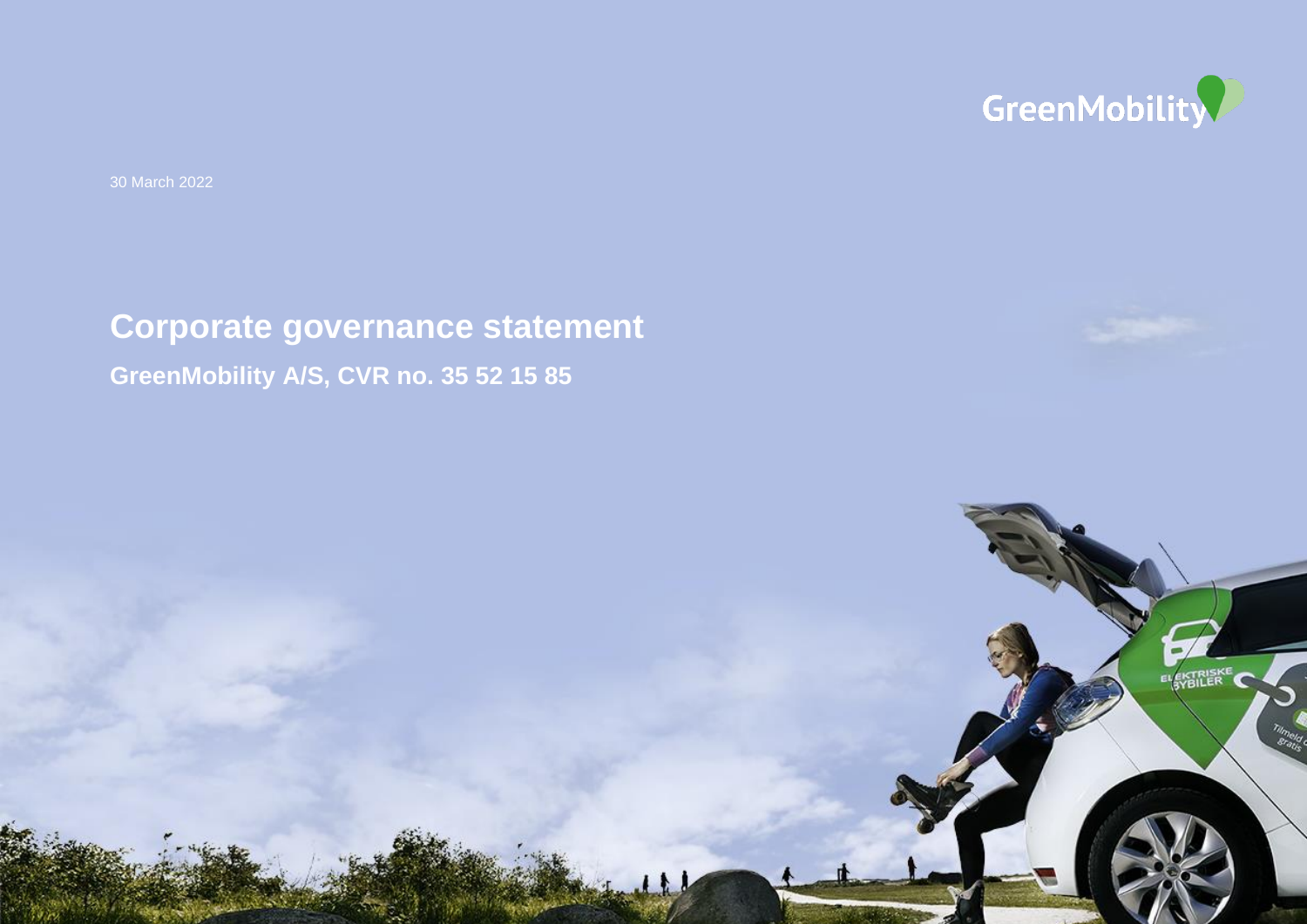GreenMobility

30 March 2022

# Corporate governance statement

**GreenMobility A/S, CVR no. 35 52 15 85**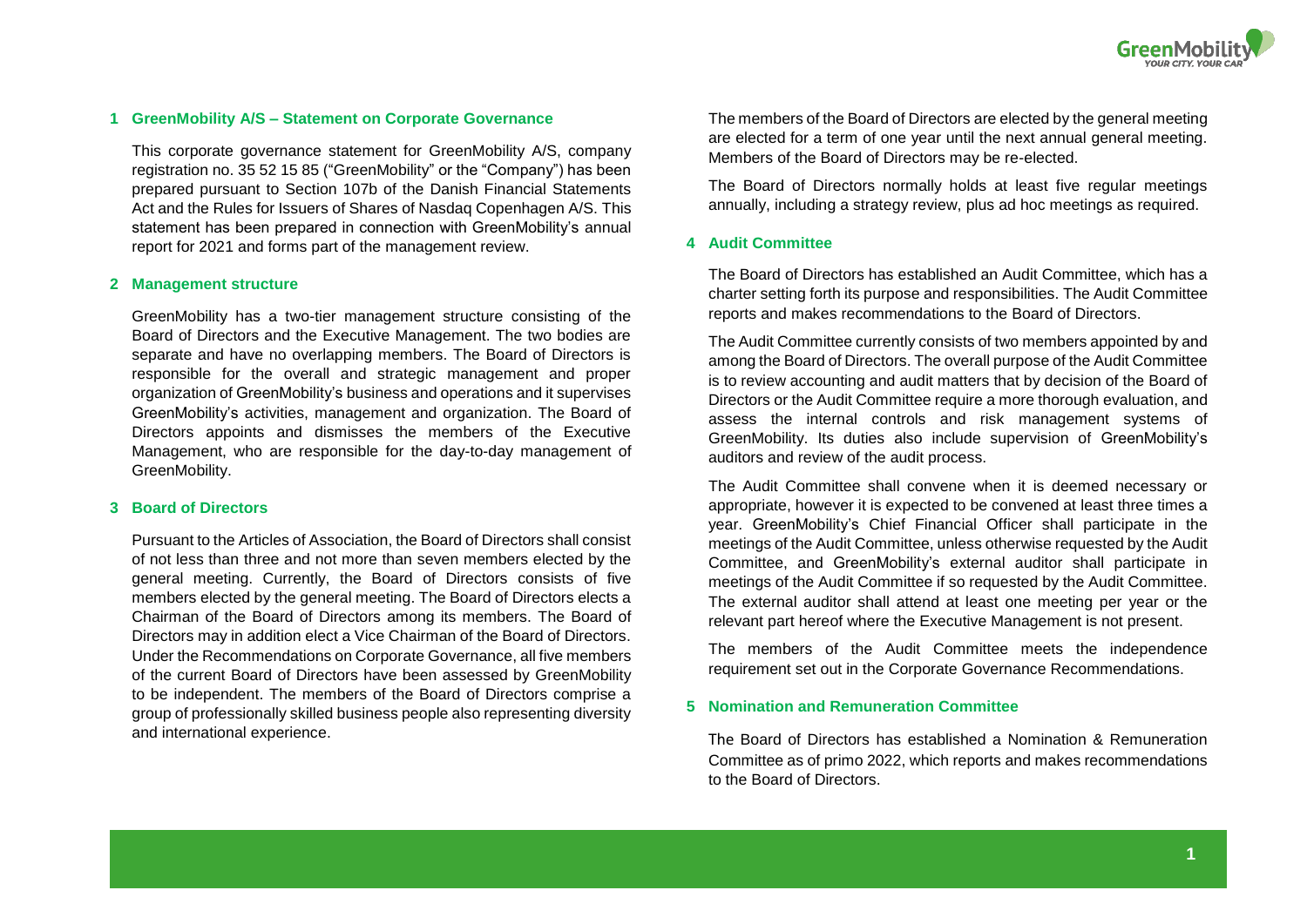## 1 GreenMobility A/S – Statement on Corporate Governance

This corporate governance statement for GreenMobility A/S, company registration no. 35 52 15 85 ("GreenMobility" or the "Company") has been prepared pursuant to Section 107b of the Danish Financial Statements Act and the Rules for Issuers of Shares of Nasdaq Copenhagen A/S. This statement has been prepared in connection with GreenMobility's annual report for 2021 and forms part of the management review.

## 2 Management structure

GreenMobility has a two-tier management structure consisting of the Board of Directors and the Executive Management. The two bodies are separate and have no overlapping members. The Board of Directors is responsible for the overall and strategic management and proper organization of GreenMobility's business and operations and it supervises GreenMobility's activities, management and organization. The Board of Directors appoints and dismisses the members of the Executive Management, who are responsible for the day-to-day management of GreenMobility.

## 3 Board of Directors

Pursuant to the Articles of Association, the Board of Directors shall consist of not less than three and not more than seven members elected by the general meeting. Currently, the Board of Directors consists of five members elected by the general meeting. The Board of Directors elects a Chairman of the Board of Directors among its members. The Board of Directors may in addition elect a Vice Chairman of the Board of Directors. Under the Recommendations on Corporate Governance, all five members of the current Board of Directors have been assessed by GreenMobility to be independent. The members of the Board of Directors comprise a group of professionally skilled business people also representing diversity and international experience.

The members of the Board of Directors are elected by the general meeting are elected for a term of one year until the next annual general meeting. Members of the Board of Directors may be re-elected.

The Board of Directors normally holds at least five regular meetings annually, including a strategy review, plus ad hoc meetings as required.

## 4 Audit Committee

The Board of Directors has established an Audit Committee, which has a charter setting forth its purpose and responsibilities. The Audit Committee reports and makes recommendations to the Board of Directors.

The Audit Committee currently consists of two members appointed by and among the Board of Directors. The overall purpose of the Audit Committee is to review accounting and audit matters that by decision of the Board of Directors or the Audit Committee require a more thorough evaluation, and assess the internal controls and risk management systems of GreenMobility. Its duties also include supervision of GreenMobility's auditors and review of the audit process.

The Audit Committee shall convene when it is deemed necessary or appropriate, however it is expected to be convened at least three times a year. GreenMobility's Chief Financial Officer shall participate in the meetings of the Audit Committee, unless otherwise requested by the Audit Committee, and GreenMobility's external auditor shall participate in meetings of the Audit Committee if so requested by the Audit Committee. The external auditor shall attend at least one meeting per year or the relevant part hereof where the Executive Management is not present.

The members of the Audit Committee meets the independence requirement set out in the Corporate Governance Recommendations.

## 5 Nomination and Remuneration Committee

The Board of Directors has established a Nomination & Remuneration Committee as of primo 2022, which reports and makes recommendations to the Board of Directors.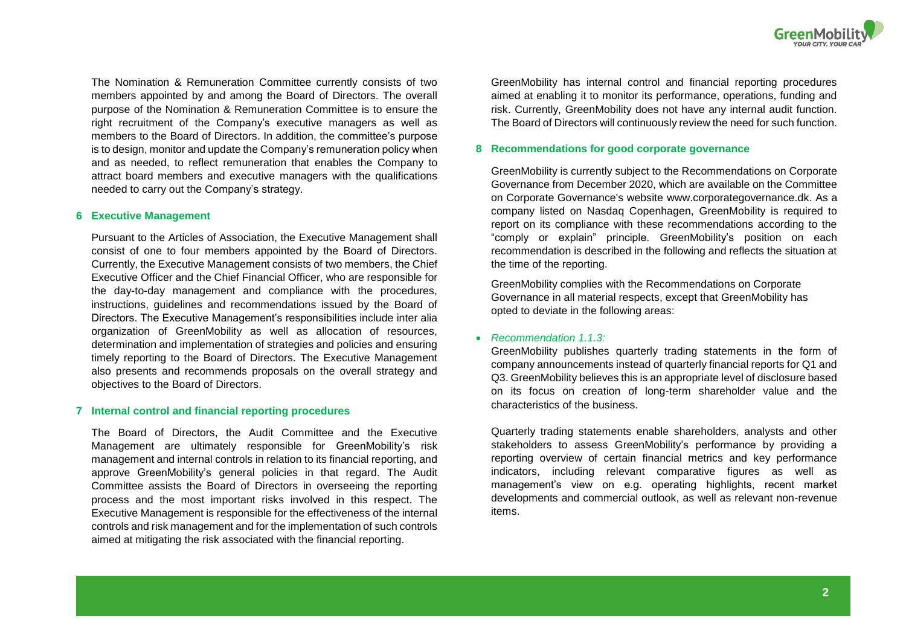The Nomination & Remuneration Committee currently consists of two members appointed by and among the Board of Directors. The overall purpose of the Nomination & Remuneration Committee is to ensure the right recruitment of the Company's executive managers as well as members to the Board of Directors. In addition, the committee's purpose is to design, monitor and update the Company's remuneration policy when and as needed, to reflect remuneration that enables the Company to attract board members and executive managers with the qualifications needed to carry out the Company's strategy.

## 6 Executive Management

Pursuant to the Articles of Association, the Executive Management shall consist of one to four members appointed by the Board of Directors. Currently, the Executive Management consists of two members, the Chief Executive Officer and the Chief Financial Officer, who are responsible for the day-to-day management and compliance with the procedures, instructions, guidelines and recommendations issued by the Board of Directors. The Executive Management's responsibilities include inter alia organization of GreenMobility as well as allocation of resources, determination and implementation of strategies and policies and ensuring timely reporting to the Board of Directors. The Executive Management also presents and recommends proposals on the overall strategy and objectives to the Board of Directors.

## 7 Internal control and financial reporting procedures

The Board of Directors, the Audit Committee and the Executive Management are ultimately responsible for GreenMobility's risk management and internal controls in relation to its financial reporting, and approve GreenMobility's general policies in that regard. The Audit Committee assists the Board of Directors in overseeing the reporting process and the most important risks involved in this respect. The Executive Management is responsible for the effectiveness of the internal controls and risk management and for the implementation of such controls aimed at mitigating the risk associated with the financial reporting.

GreenMobility has internal control and financial reporting procedures aimed at enabling it to monitor its performance, operations, funding and risk. Currently, GreenMobility does not have any internal audit function. The Board of Directors will continuously review the need for such function.

## 8 Recommendations for good corporate governance

GreenMobility is currently subject to the Recommendations on Corporate Governance from December 2020, which are available on the Committee on Corporate Governance's website www.corporategovernance.dk. As a company listed on Nasdaq Copenhagen, GreenMobility is required to report on its compliance with these recommendations according to the "comply or explain" principle. GreenMobility's position on each recommendation is described in the following and reflects the situation at the time of the reporting.

GreenMobility complies with the Recommendations on Corporate Governance in all material respects, except that GreenMobility has opted to deviate in the following areas:

- *Recommendation 1.1.3:*
  GreenMobility publishes quarterly trading statements in the form of company announcements instead of quarterly financial reports for Q1 and Q3. GreenMobility believes this is an appropriate level of disclosure based on its focus on creation of long-term shareholder value and the characteristics of the business.

  Quarterly trading statements enable shareholders, analysts and other stakeholders to assess GreenMobility's performance by providing a reporting overview of certain financial metrics and key performance indicators, including relevant comparative figures as well as management's view on e.g. operating highlights, recent market developments and commercial outlook, as well as relevant non-revenue items.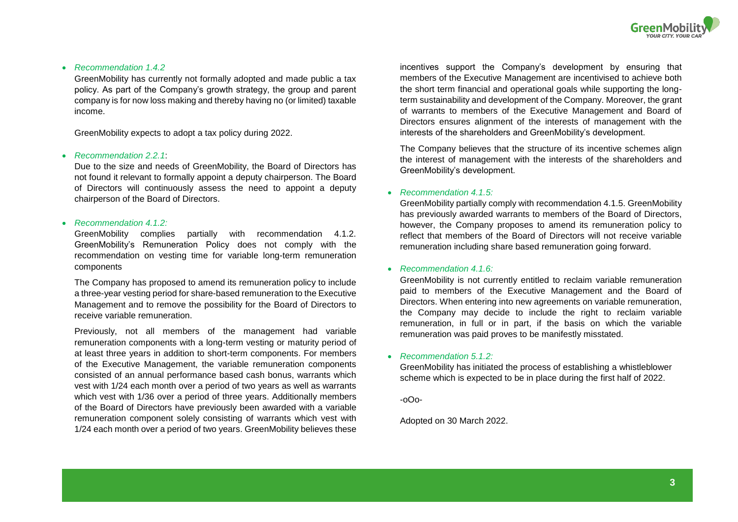- *Recommendation 1.4.2*

  GreenMobility has currently not formally adopted and made public a tax policy. As part of the Company's growth strategy, the group and parent company is for now loss making and thereby having no (or limited) taxable income.

  GreenMobility expects to adopt a tax policy during 2022.

- *Recommendation 2.2.1*:

  Due to the size and needs of GreenMobility, the Board of Directors has not found it relevant to formally appoint a deputy chairperson. The Board of Directors will continuously assess the need to appoint a deputy chairperson of the Board of Directors.

- *Recommendation 4.1.2:*

  GreenMobility complies partially with recommendation 4.1.2. GreenMobility's Remuneration Policy does not comply with the recommendation on vesting time for variable long-term remuneration components

  The Company has proposed to amend its remuneration policy to include a three-year vesting period for share-based remuneration to the Executive Management and to remove the possibility for the Board of Directors to receive variable remuneration.

  Previously, not all members of the management had variable remuneration components with a long-term vesting or maturity period of at least three years in addition to short-term components. For members of the Executive Management, the variable remuneration components consisted of an annual performance based cash bonus, warrants which vest with 1/24 each month over a period of two years as well as warrants which vest with 1/36 over a period of three years. Additionally members of the Board of Directors have previously been awarded with a variable remuneration component solely consisting of warrants which vest with 1/24 each month over a period of two years. GreenMobility believes these incentives support the Company's development by ensuring that members of the Executive Management are incentivised to achieve both the short term financial and operational goals while supporting the long-term sustainability and development of the Company. Moreover, the grant of warrants to members of the Executive Management and Board of Directors ensures alignment of the interests of management with the interests of the shareholders and GreenMobility's development.

  The Company believes that the structure of its incentive schemes align the interest of management with the interests of the shareholders and GreenMobility's development.

- *Recommendation 4.1.5:*

  GreenMobility partially comply with recommendation 4.1.5. GreenMobility has previously awarded warrants to members of the Board of Directors, however, the Company proposes to amend its remuneration policy to reflect that members of the Board of Directors will not receive variable remuneration including share based remuneration going forward.

- *Recommendation 4.1.6:*

  GreenMobility is not currently entitled to reclaim variable remuneration paid to members of the Executive Management and the Board of Directors. When entering into new agreements on variable remuneration, the Company may decide to include the right to reclaim variable remuneration, in full or in part, if the basis on which the variable remuneration was paid proves to be manifestly misstated.

- *Recommendation 5.1.2:*

  GreenMobility has initiated the process of establishing a whistleblower scheme which is expected to be in place during the first half of 2022.

-oOo-

Adopted on 30 March 2022.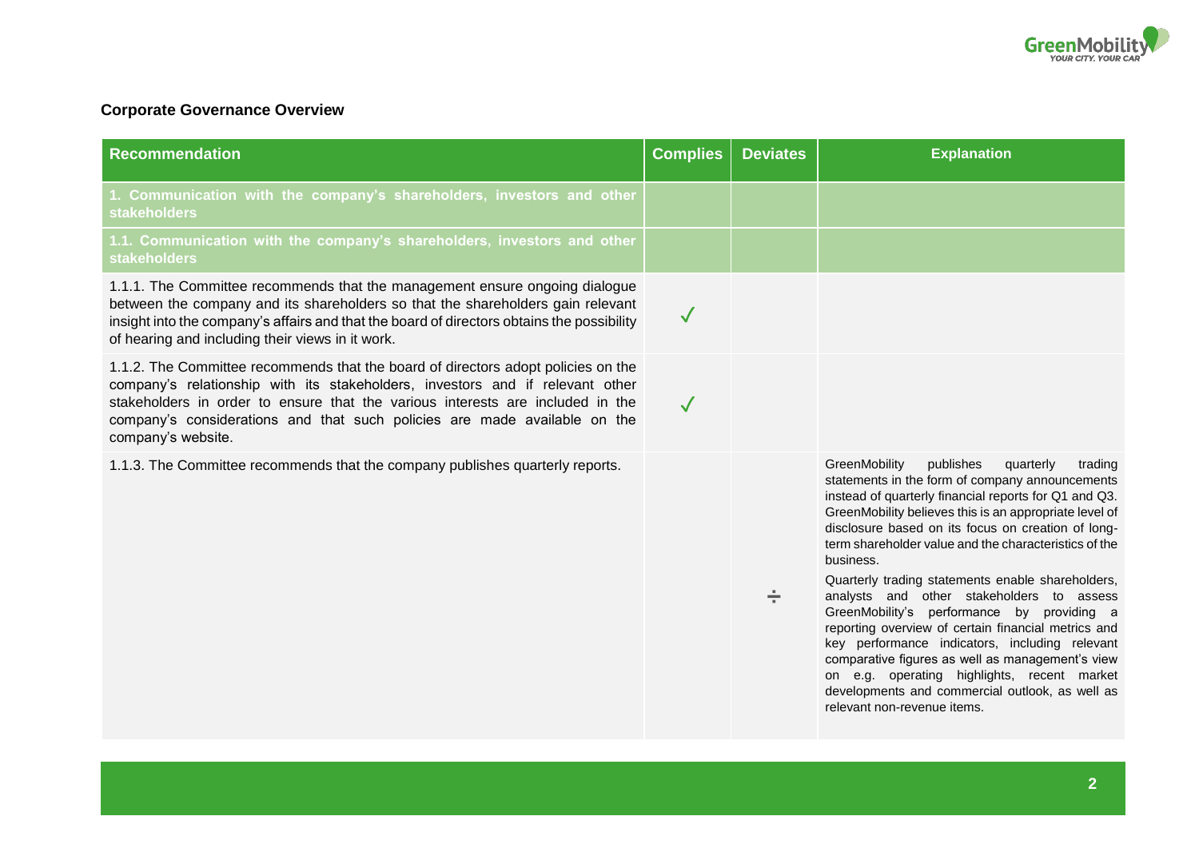**Corporate Governance Overview**

| Recommendation | Complies | Deviates | Explanation |
|---|---|---|---|
| **1. Communication with the company's shareholders, investors and other stakeholders** | | | |
| **1.1. Communication with the company's shareholders, investors and other stakeholders** | | | |
| 1.1.1. The Committee recommends that the management ensure ongoing dialogue between the company and its shareholders so that the shareholders gain relevant insight into the company's affairs and that the board of directors obtains the possibility of hearing and including their views in it work. | ✓ | | |
| 1.1.2. The Committee recommends that the board of directors adopt policies on the company's relationship with its stakeholders, investors and if relevant other stakeholders in order to ensure that the various interests are included in the company's considerations and that such policies are made available on the company's website. | ✓ | | |
| 1.1.3. The Committee recommends that the company publishes quarterly reports. | | ÷ | GreenMobility publishes quarterly trading statements in the form of company announcements instead of quarterly financial reports for Q1 and Q3. GreenMobility believes this is an appropriate level of disclosure based on its focus on creation of long-term shareholder value and the characteristics of the business.<br><br>Quarterly trading statements enable shareholders, analysts and other stakeholders to assess GreenMobility's performance by providing a reporting overview of certain financial metrics and key performance indicators, including relevant comparative figures as well as management's view on e.g. operating highlights, recent market developments and commercial outlook, as well as relevant non-revenue items. |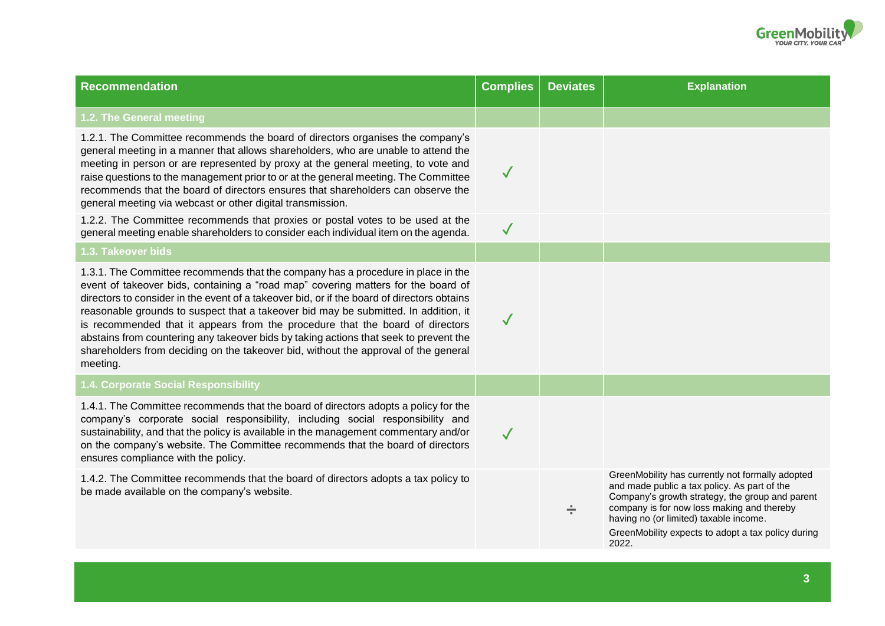| Recommendation | Complies | Deviates | Explanation |
|---|---|---|---|
| **1.2. The General meeting** | | | |
| 1.2.1. The Committee recommends the board of directors organises the company's general meeting in a manner that allows shareholders, who are unable to attend the meeting in person or are represented by proxy at the general meeting, to vote and raise questions to the management prior to or at the general meeting. The Committee recommends that the board of directors ensures that shareholders can observe the general meeting via webcast or other digital transmission. | ✓ | | |
| 1.2.2. The Committee recommends that proxies or postal votes to be used at the general meeting enable shareholders to consider each individual item on the agenda. | ✓ | | |
| **1.3. Takeover bids** | | | |
| 1.3.1. The Committee recommends that the company has a procedure in place in the event of takeover bids, containing a "road map" covering matters for the board of directors to consider in the event of a takeover bid, or if the board of directors obtains reasonable grounds to suspect that a takeover bid may be submitted. In addition, it is recommended that it appears from the procedure that the board of directors abstains from countering any takeover bids by taking actions that seek to prevent the shareholders from deciding on the takeover bid, without the approval of the general meeting. | ✓ | | |
| **1.4. Corporate Social Responsibility** | | | |
| 1.4.1. The Committee recommends that the board of directors adopts a policy for the company's corporate social responsibility, including social responsibility and sustainability, and that the policy is available in the management commentary and/or on the company's website. The Committee recommends that the board of directors ensures compliance with the policy. | ✓ | | |
| 1.4.2. The Committee recommends that the board of directors adopts a tax policy to be made available on the company's website. | | ÷ | GreenMobility has currently not formally adopted and made public a tax policy. As part of the Company's growth strategy, the group and parent company is for now loss making and thereby having no (or limited) taxable income. GreenMobility expects to adopt a tax policy during 2022. |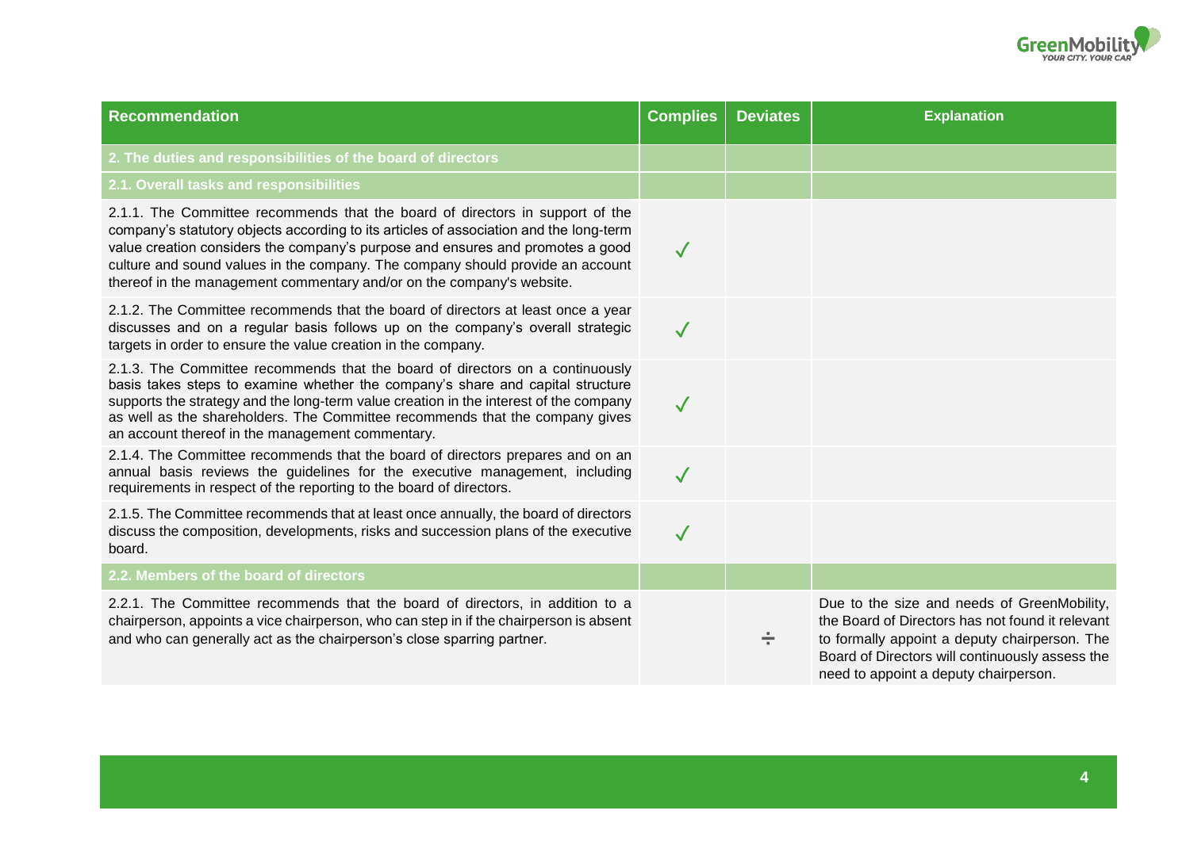| Recommendation | Complies | Deviates | Explanation |
|---|---|---|---|
| **2. The duties and responsibilities of the board of directors** | | | |
| **2.1. Overall tasks and responsibilities** | | | |
| 2.1.1. The Committee recommends that the board of directors in support of the company's statutory objects according to its articles of association and the long-term value creation considers the company's purpose and ensures and promotes a good culture and sound values in the company. The company should provide an account thereof in the management commentary and/or on the company's website. | ✓ | | |
| 2.1.2. The Committee recommends that the board of directors at least once a year discusses and on a regular basis follows up on the company's overall strategic targets in order to ensure the value creation in the company. | ✓ | | |
| 2.1.3. The Committee recommends that the board of directors on a continuously basis takes steps to examine whether the company's share and capital structure supports the strategy and the long-term value creation in the interest of the company as well as the shareholders. The Committee recommends that the company gives an account thereof in the management commentary. | ✓ | | |
| 2.1.4. The Committee recommends that the board of directors prepares and on an annual basis reviews the guidelines for the executive management, including requirements in respect of the reporting to the board of directors. | ✓ | | |
| 2.1.5. The Committee recommends that at least once annually, the board of directors discuss the composition, developments, risks and succession plans of the executive board. | ✓ | | |
| **2.2. Members of the board of directors** | | | |
| 2.2.1. The Committee recommends that the board of directors, in addition to a chairperson, appoints a vice chairperson, who can step in if the chairperson is absent and who can generally act as the chairperson's close sparring partner. | | ÷ | Due to the size and needs of GreenMobility, the Board of Directors has not found it relevant to formally appoint a deputy chairperson. The Board of Directors will continuously assess the need to appoint a deputy chairperson. |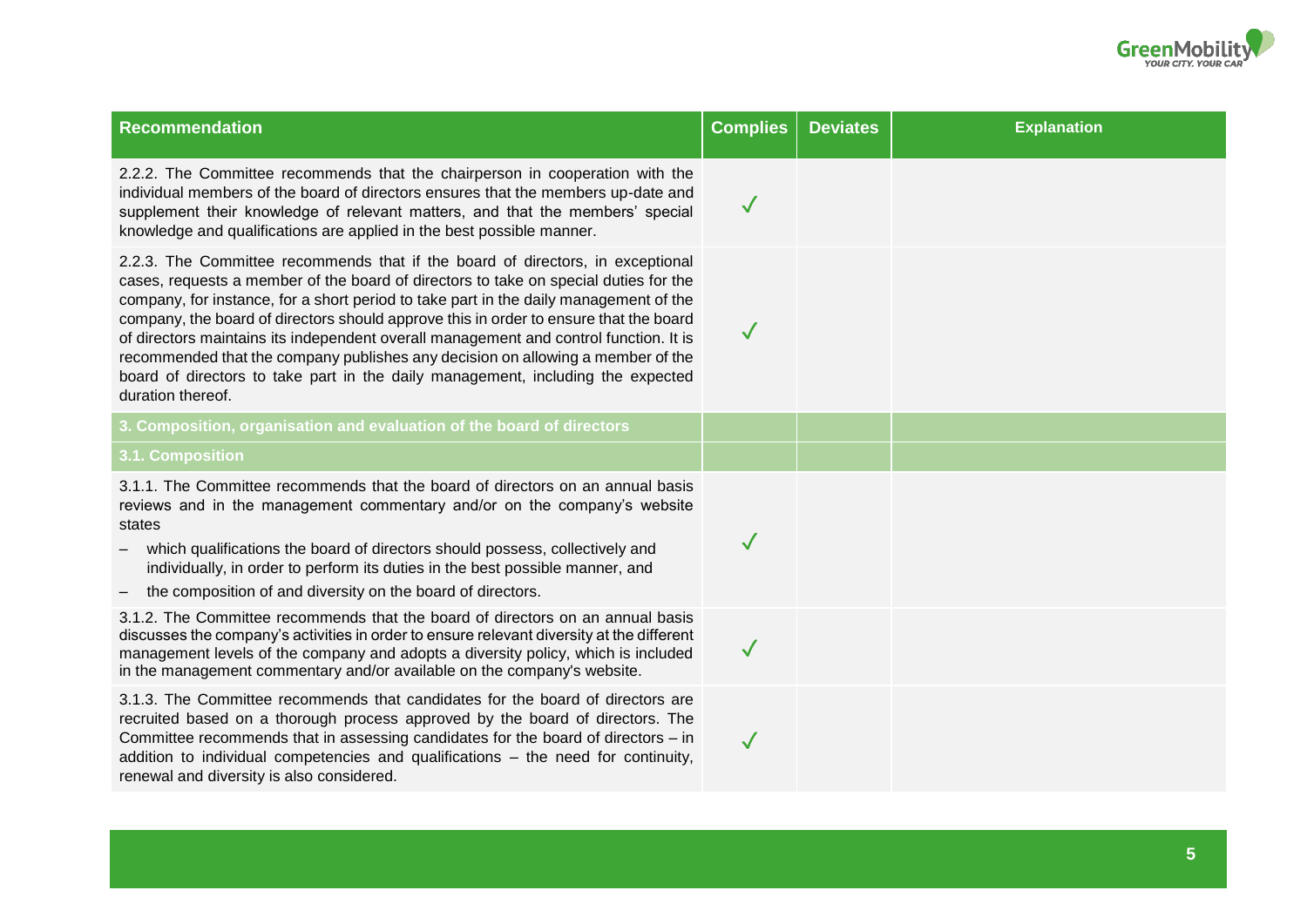| Recommendation | Complies | Deviates | Explanation |
|---|---|---|---|
| 2.2.2. The Committee recommends that the chairperson in cooperation with the individual members of the board of directors ensures that the members up-date and supplement their knowledge of relevant matters, and that the members' special knowledge and qualifications are applied in the best possible manner. | ✓ | | |
| 2.2.3. The Committee recommends that if the board of directors, in exceptional cases, requests a member of the board of directors to take on special duties for the company, for instance, for a short period to take part in the daily management of the company, the board of directors should approve this in order to ensure that the board of directors maintains its independent overall management and control function. It is recommended that the company publishes any decision on allowing a member of the board of directors to take part in the daily management, including the expected duration thereof. | ✓ | | |
| **3. Composition, organisation and evaluation of the board of directors** | | | |
| **3.1. Composition** | | | |
| 3.1.1. The Committee recommends that the board of directors on an annual basis reviews and in the management commentary and/or on the company's website states<br>– which qualifications the board of directors should possess, collectively and individually, in order to perform its duties in the best possible manner, and<br>– the composition of and diversity on the board of directors. | ✓ | | |
| 3.1.2. The Committee recommends that the board of directors on an annual basis discusses the company's activities in order to ensure relevant diversity at the different management levels of the company and adopts a diversity policy, which is included in the management commentary and/or available on the company's website. | ✓ | | |
| 3.1.3. The Committee recommends that candidates for the board of directors are recruited based on a thorough process approved by the board of directors. The Committee recommends that in assessing candidates for the board of directors – in addition to individual competencies and qualifications – the need for continuity, renewal and diversity is also considered. | ✓ | | |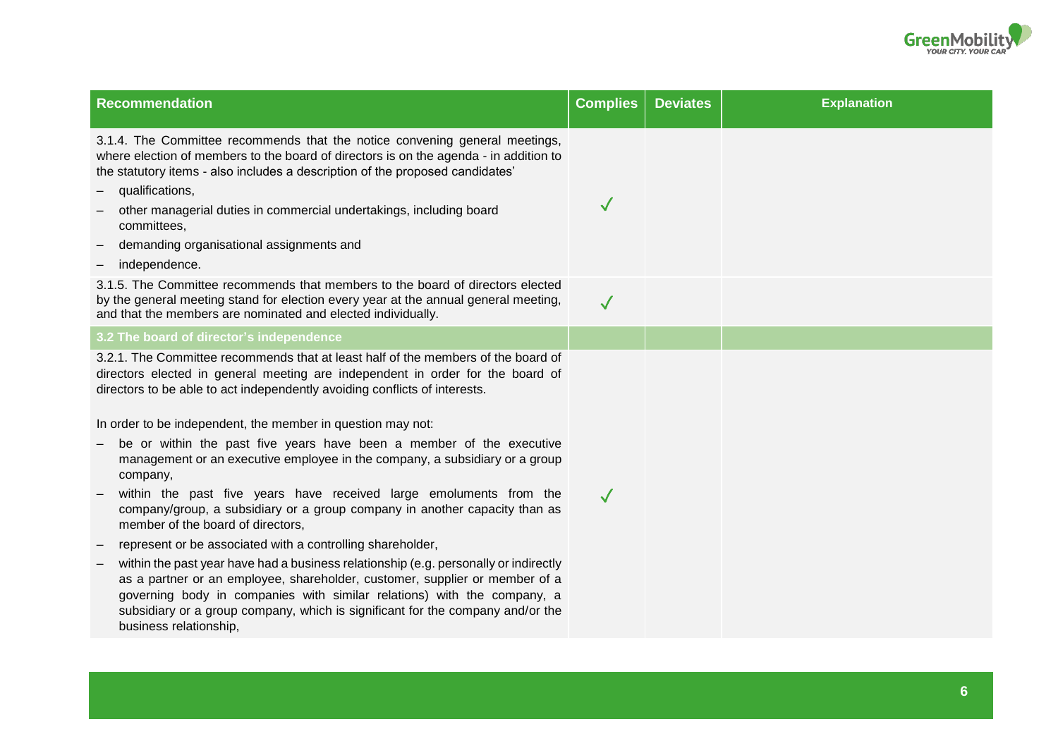| Recommendation | Complies | Deviates | Explanation |
|---|---|---|---|
| 3.1.4. The Committee recommends that the notice convening general meetings, where election of members to the board of directors is on the agenda - in addition to the statutory items - also includes a description of the proposed candidates'<br>– qualifications,<br>– other managerial duties in commercial undertakings, including board committees,<br>– demanding organisational assignments and<br>– independence. | ✓ | | |
| 3.1.5. The Committee recommends that members to the board of directors elected by the general meeting stand for election every year at the annual general meeting, and that the members are nominated and elected individually. | ✓ | | |
| **3.2 The board of director's independence** | | | |
| 3.2.1. The Committee recommends that at least half of the members of the board of directors elected in general meeting are independent in order for the board of directors to be able to act independently avoiding conflicts of interests.<br><br>In order to be independent, the member in question may not:<br>– be or within the past five years have been a member of the executive management or an executive employee in the company, a subsidiary or a group company,<br>– within the past five years have received large emoluments from the company/group, a subsidiary or a group company in another capacity than as member of the board of directors,<br>– represent or be associated with a controlling shareholder,<br>– within the past year have had a business relationship (e.g. personally or indirectly as a partner or an employee, shareholder, customer, supplier or member of a governing body in companies with similar relations) with the company, a subsidiary or a group company, which is significant for the company and/or the business relationship, | ✓ | | |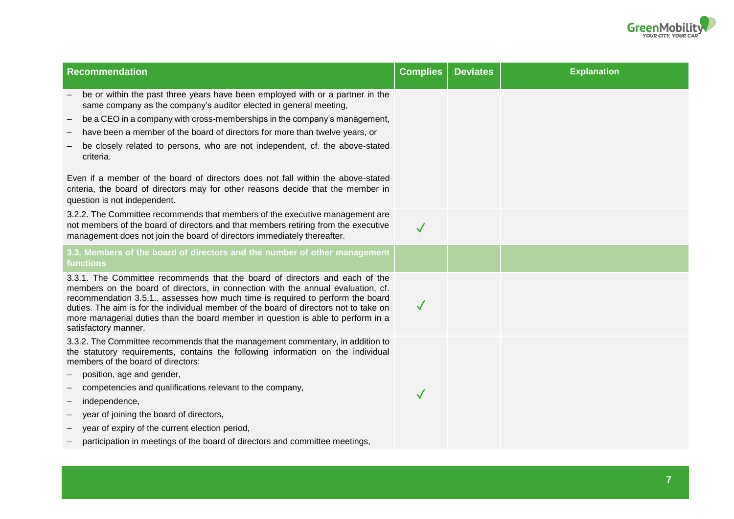| Recommendation | Complies | Deviates | Explanation |
| --- | --- | --- | --- |
| – be or within the past three years have been employed with or a partner in the same company as the company's auditor elected in general meeting,<br>– be a CEO in a company with cross-memberships in the company's management,<br>– have been a member of the board of directors for more than twelve years, or<br>– be closely related to persons, who are not independent, cf. the above-stated criteria.<br><br>Even if a member of the board of directors does not fall within the above-stated criteria, the board of directors may for other reasons decide that the member in question is not independent. | | | |
| 3.2.2. The Committee recommends that members of the executive management are not members of the board of directors and that members retiring from the executive management does not join the board of directors immediately thereafter. | ✓ | | |
| **3.3. Members of the board of directors and the number of other management functions** | | | |
| 3.3.1. The Committee recommends that the board of directors and each of the members on the board of directors, in connection with the annual evaluation, cf. recommendation 3.5.1., assesses how much time is required to perform the board duties. The aim is for the individual member of the board of directors not to take on more managerial duties than the board member in question is able to perform in a satisfactory manner. | ✓ | | |
| 3.3.2. The Committee recommends that the management commentary, in addition to the statutory requirements, contains the following information on the individual members of the board of directors:<br>– position, age and gender,<br>– competencies and qualifications relevant to the company,<br>– independence,<br>– year of joining the board of directors,<br>– year of expiry of the current election period,<br>– participation in meetings of the board of directors and committee meetings, | ✓ | | |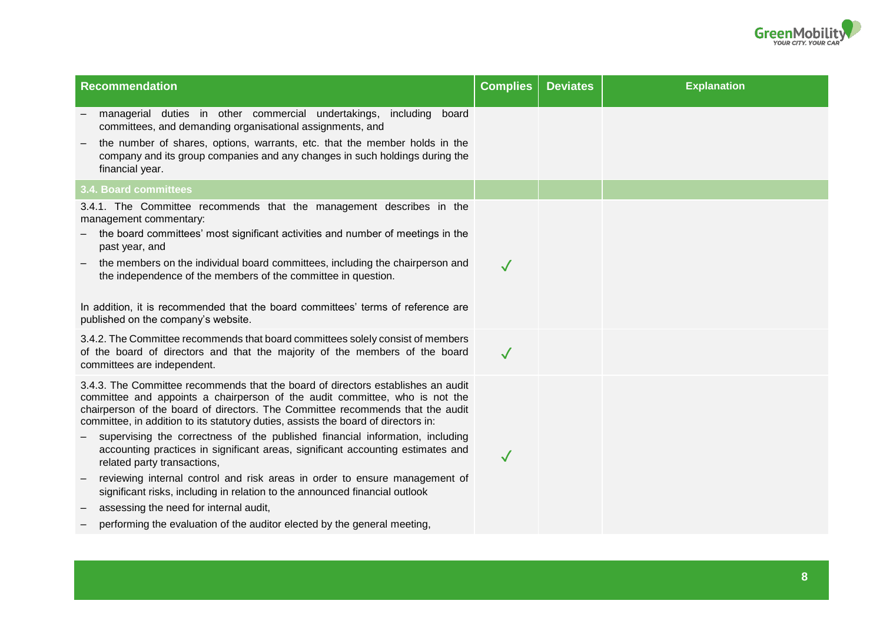| Recommendation | Complies | Deviates | Explanation |
|---|---|---|---|
| – managerial duties in other commercial undertakings, including board committees, and demanding organisational assignments, and<br>– the number of shares, options, warrants, etc. that the member holds in the company and its group companies and any changes in such holdings during the financial year. | | | |
| **3.4. Board committees** | | | |
| 3.4.1. The Committee recommends that the management describes in the management commentary:<br>– the board committees' most significant activities and number of meetings in the past year, and<br>– the members on the individual board committees, including the chairperson and the independence of the members of the committee in question.<br><br>In addition, it is recommended that the board committees' terms of reference are published on the company's website. | ✓ | | |
| 3.4.2. The Committee recommends that board committees solely consist of members of the board of directors and that the majority of the members of the board committees are independent. | ✓ | | |
| 3.4.3. The Committee recommends that the board of directors establishes an audit committee and appoints a chairperson of the audit committee, who is not the chairperson of the board of directors. The Committee recommends that the audit committee, in addition to its statutory duties, assists the board of directors in:<br>– supervising the correctness of the published financial information, including accounting practices in significant areas, significant accounting estimates and related party transactions,<br>– reviewing internal control and risk areas in order to ensure management of significant risks, including in relation to the announced financial outlook<br>– assessing the need for internal audit,<br>– performing the evaluation of the auditor elected by the general meeting, | ✓ | | |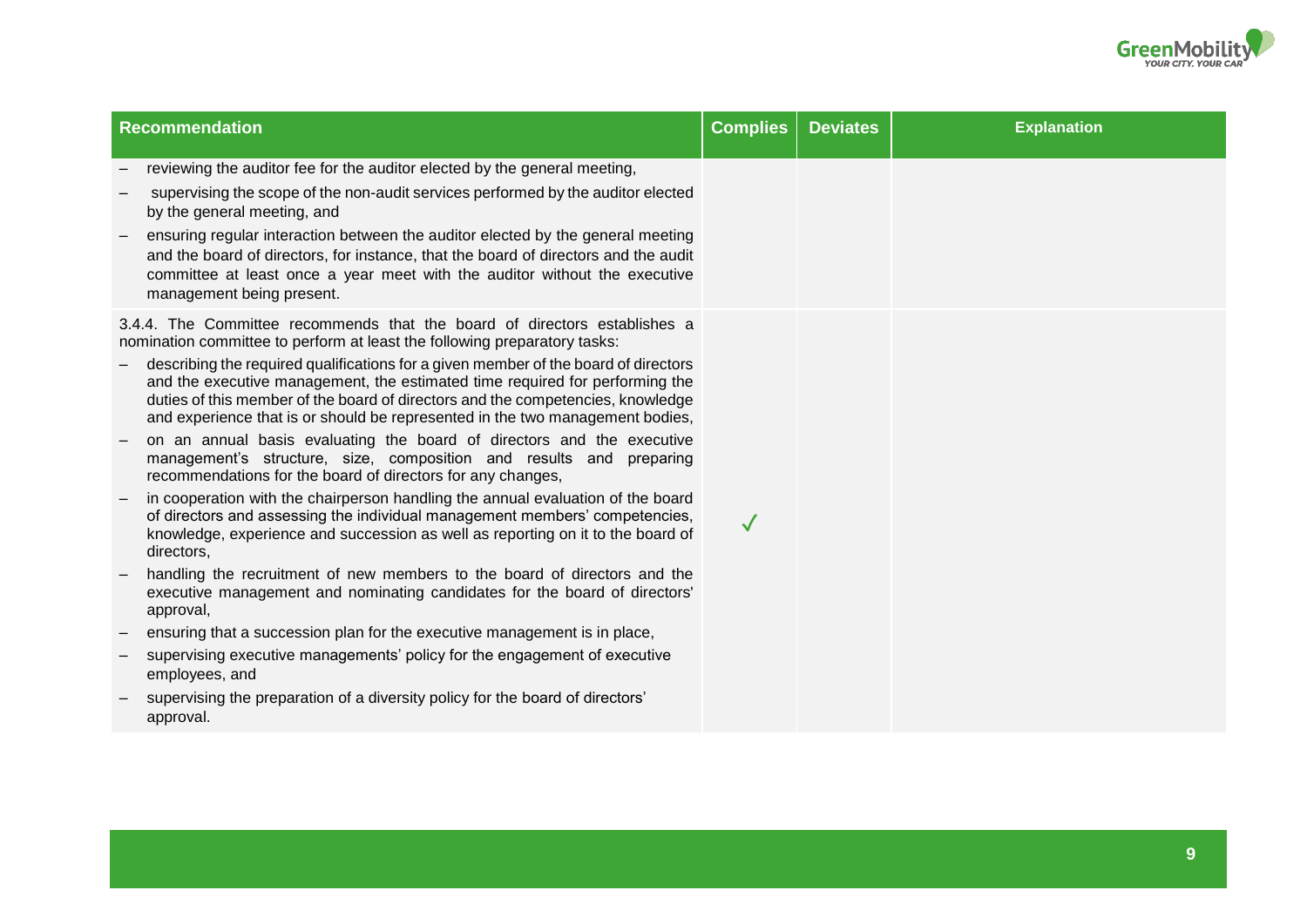| Recommendation | Complies | Deviates | Explanation |
|---|---|---|---|
| – reviewing the auditor fee for the auditor elected by the general meeting,<br>– supervising the scope of the non-audit services performed by the auditor elected by the general meeting, and<br>– ensuring regular interaction between the auditor elected by the general meeting and the board of directors, for instance, that the board of directors and the audit committee at least once a year meet with the auditor without the executive management being present. | | | |
| 3.4.4. The Committee recommends that the board of directors establishes a nomination committee to perform at least the following preparatory tasks:<br>– describing the required qualifications for a given member of the board of directors and the executive management, the estimated time required for performing the duties of this member of the board of directors and the competencies, knowledge and experience that is or should be represented in the two management bodies,<br>– on an annual basis evaluating the board of directors and the executive management's structure, size, composition and results and preparing recommendations for the board of directors for any changes,<br>– in cooperation with the chairperson handling the annual evaluation of the board of directors and assessing the individual management members' competencies, knowledge, experience and succession as well as reporting on it to the board of directors,<br>– handling the recruitment of new members to the board of directors and the executive management and nominating candidates for the board of directors' approval,<br>– ensuring that a succession plan for the executive management is in place,<br>– supervising executive managements' policy for the engagement of executive employees, and<br>– supervising the preparation of a diversity policy for the board of directors' approval. | ✓ | | |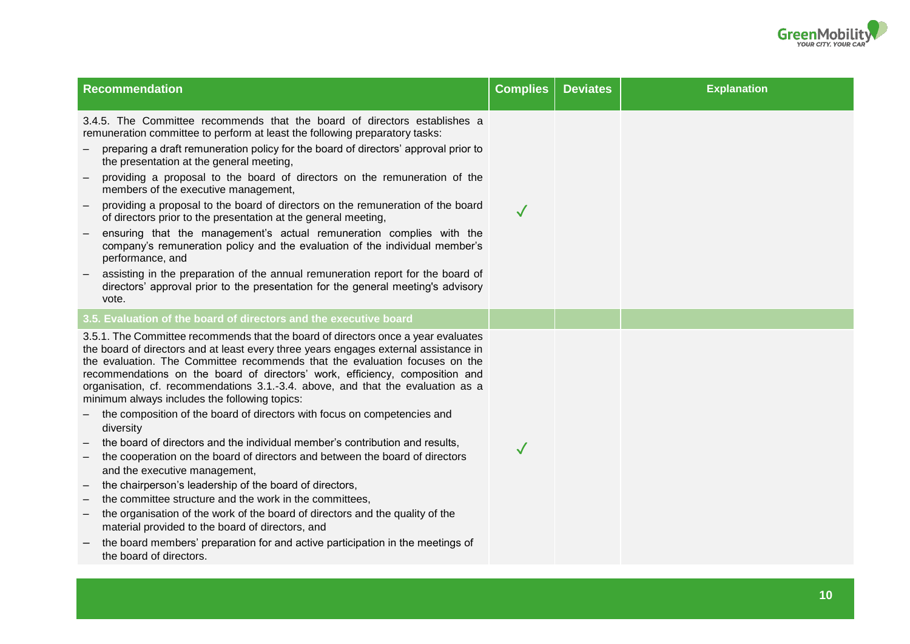| Recommendation | Complies | Deviates | Explanation |
|---|---|---|---|
| 3.4.5. The Committee recommends that the board of directors establishes a remuneration committee to perform at least the following preparatory tasks:<br>– preparing a draft remuneration policy for the board of directors' approval prior to the presentation at the general meeting,<br>– providing a proposal to the board of directors on the remuneration of the members of the executive management,<br>– providing a proposal to the board of directors on the remuneration of the board of directors prior to the presentation at the general meeting,<br>– ensuring that the management's actual remuneration complies with the company's remuneration policy and the evaluation of the individual member's performance, and<br>– assisting in the preparation of the annual remuneration report for the board of directors' approval prior to the presentation for the general meeting's advisory vote. | ✓ | | |
| **3.5. Evaluation of the board of directors and the executive board** | | | |
| 3.5.1. The Committee recommends that the board of directors once a year evaluates the board of directors and at least every three years engages external assistance in the evaluation. The Committee recommends that the evaluation focuses on the recommendations on the board of directors' work, efficiency, composition and organisation, cf. recommendations 3.1.-3.4. above, and that the evaluation as a minimum always includes the following topics:<br>– the composition of the board of directors with focus on competencies and diversity<br>– the board of directors and the individual member's contribution and results,<br>– the cooperation on the board of directors and between the board of directors and the executive management,<br>– the chairperson's leadership of the board of directors,<br>– the committee structure and the work in the committees,<br>– the organisation of the work of the board of directors and the quality of the material provided to the board of directors, and<br>– the board members' preparation for and active participation in the meetings of the board of directors. | ✓ | | |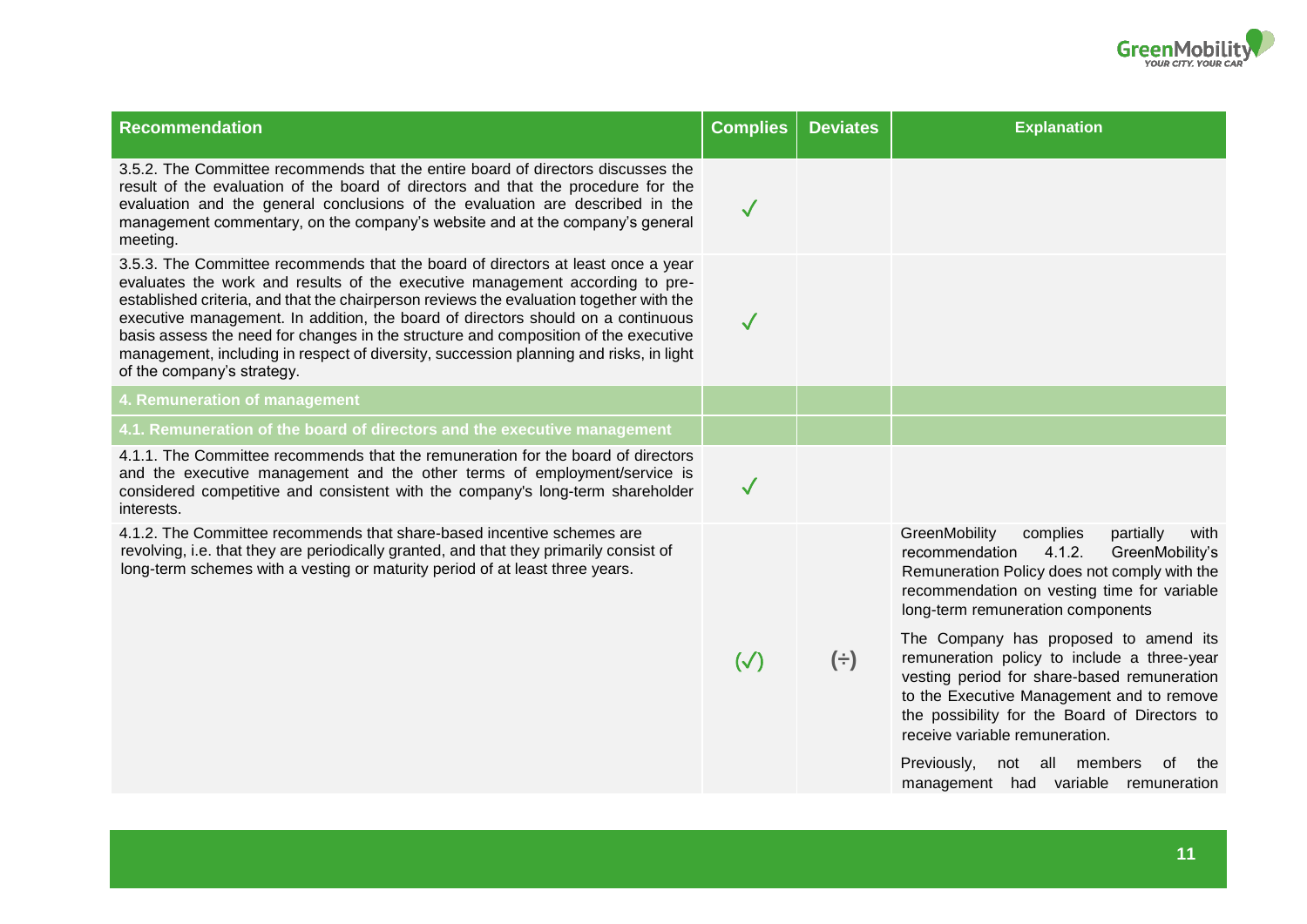| Recommendation | Complies | Deviates | Explanation |
|---|---|---|---|
| 3.5.2. The Committee recommends that the entire board of directors discusses the result of the evaluation of the board of directors and that the procedure for the evaluation and the general conclusions of the evaluation are described in the management commentary, on the company's website and at the company's general meeting. | ✓ | | |
| 3.5.3. The Committee recommends that the board of directors at least once a year evaluates the work and results of the executive management according to pre-established criteria, and that the chairperson reviews the evaluation together with the executive management. In addition, the board of directors should on a continuous basis assess the need for changes in the structure and composition of the executive management, including in respect of diversity, succession planning and risks, in light of the company's strategy. | ✓ | | |
| **4. Remuneration of management** | | | |
| **4.1. Remuneration of the board of directors and the executive management** | | | |
| 4.1.1. The Committee recommends that the remuneration for the board of directors and the executive management and the other terms of employment/service is considered competitive and consistent with the company's long-term shareholder interests. | ✓ | | |
| 4.1.2. The Committee recommends that share-based incentive schemes are revolving, i.e. that they are periodically granted, and that they primarily consist of long-term schemes with a vesting or maturity period of at least three years. | (✓) | (÷) | GreenMobility complies partially with recommendation 4.1.2. GreenMobility's Remuneration Policy does not comply with the recommendation on vesting time for variable long-term remuneration components<br><br>The Company has proposed to amend its remuneration policy to include a three-year vesting period for share-based remuneration to the Executive Management and to remove the possibility for the Board of Directors to receive variable remuneration.<br><br>Previously, not all members of the management had variable remuneration |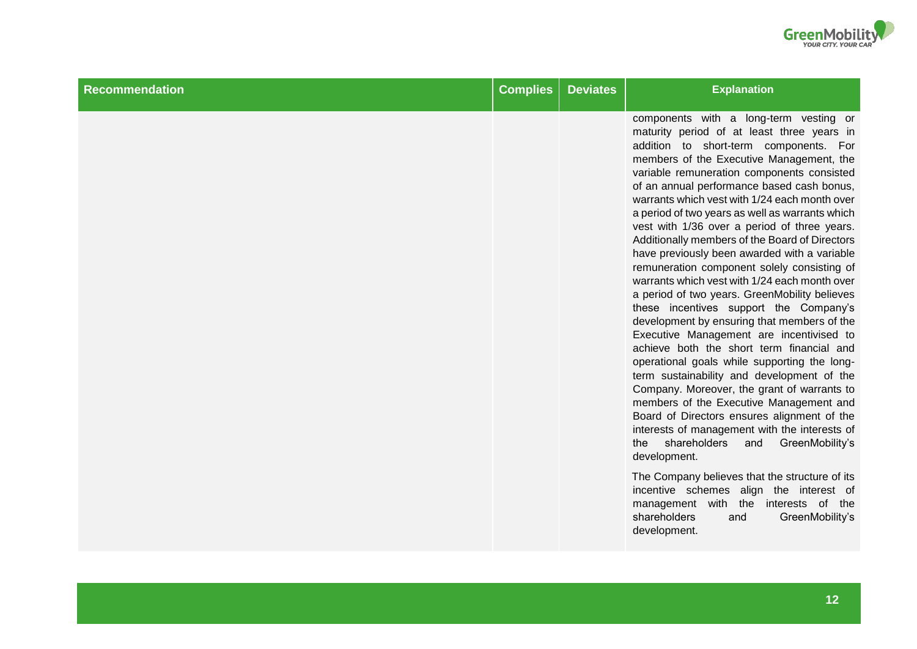| Recommendation | Complies | Deviates | Explanation |
|---|---|---|---|
| | | | components with a long-term vesting or maturity period of at least three years in addition to short-term components. For members of the Executive Management, the variable remuneration components consisted of an annual performance based cash bonus, warrants which vest with 1/24 each month over a period of two years as well as warrants which vest with 1/36 over a period of three years. Additionally members of the Board of Directors have previously been awarded with a variable remuneration component solely consisting of warrants which vest with 1/24 each month over a period of two years. GreenMobility believes these incentives support the Company's development by ensuring that members of the Executive Management are incentivised to achieve both the short term financial and operational goals while supporting the long-term sustainability and development of the Company. Moreover, the grant of warrants to members of the Executive Management and Board of Directors ensures alignment of the interests of management with the interests of the shareholders and GreenMobility's development.<br><br>The Company believes that the structure of its incentive schemes align the interest of management with the interests of the shareholders and GreenMobility's development. |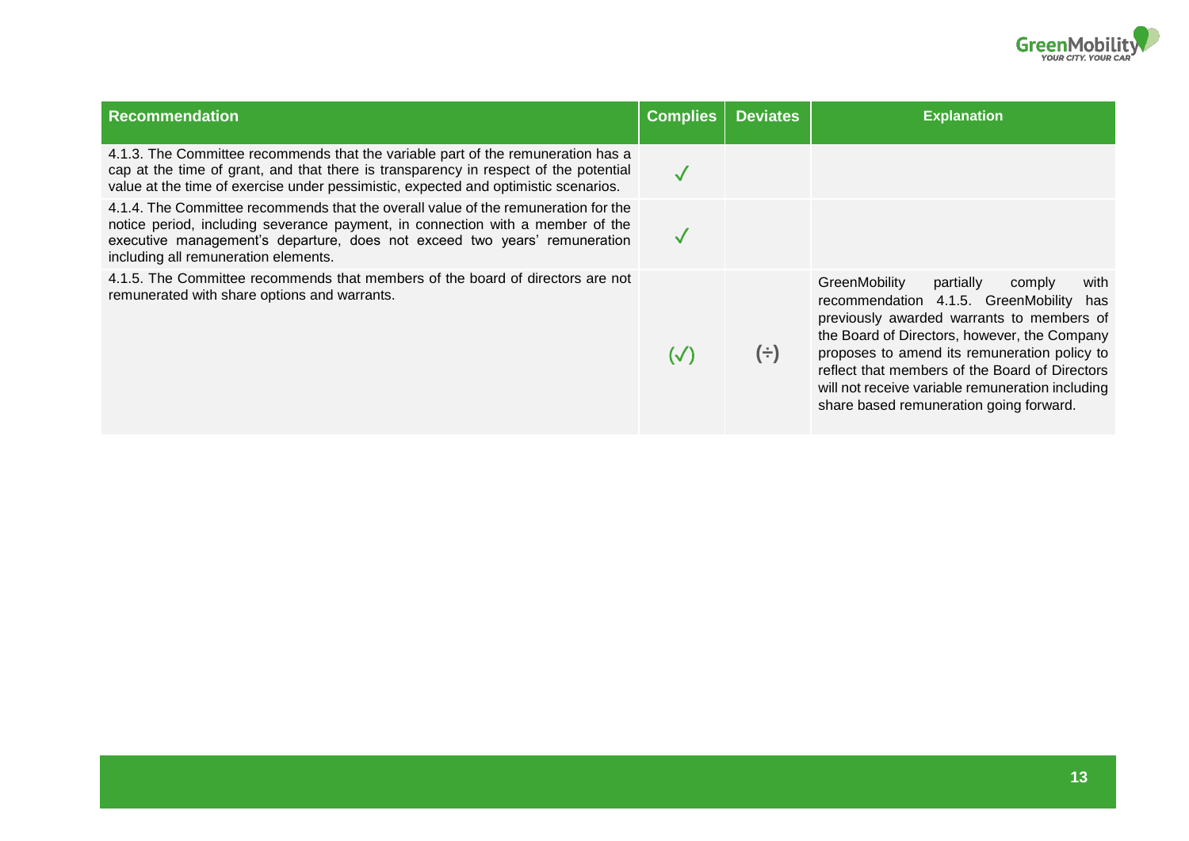| Recommendation | Complies | Deviates | Explanation |
| --- | --- | --- | --- |
| 4.1.3. The Committee recommends that the variable part of the remuneration has a cap at the time of grant, and that there is transparency in respect of the potential value at the time of exercise under pessimistic, expected and optimistic scenarios. | ✓ | | |
| 4.1.4. The Committee recommends that the overall value of the remuneration for the notice period, including severance payment, in connection with a member of the executive management's departure, does not exceed two years' remuneration including all remuneration elements. | ✓ | | |
| 4.1.5. The Committee recommends that members of the board of directors are not remunerated with share options and warrants. | (✓) | (÷) | GreenMobility partially comply with recommendation 4.1.5. GreenMobility has previously awarded warrants to members of the Board of Directors, however, the Company proposes to amend its remuneration policy to reflect that members of the Board of Directors will not receive variable remuneration including share based remuneration going forward. |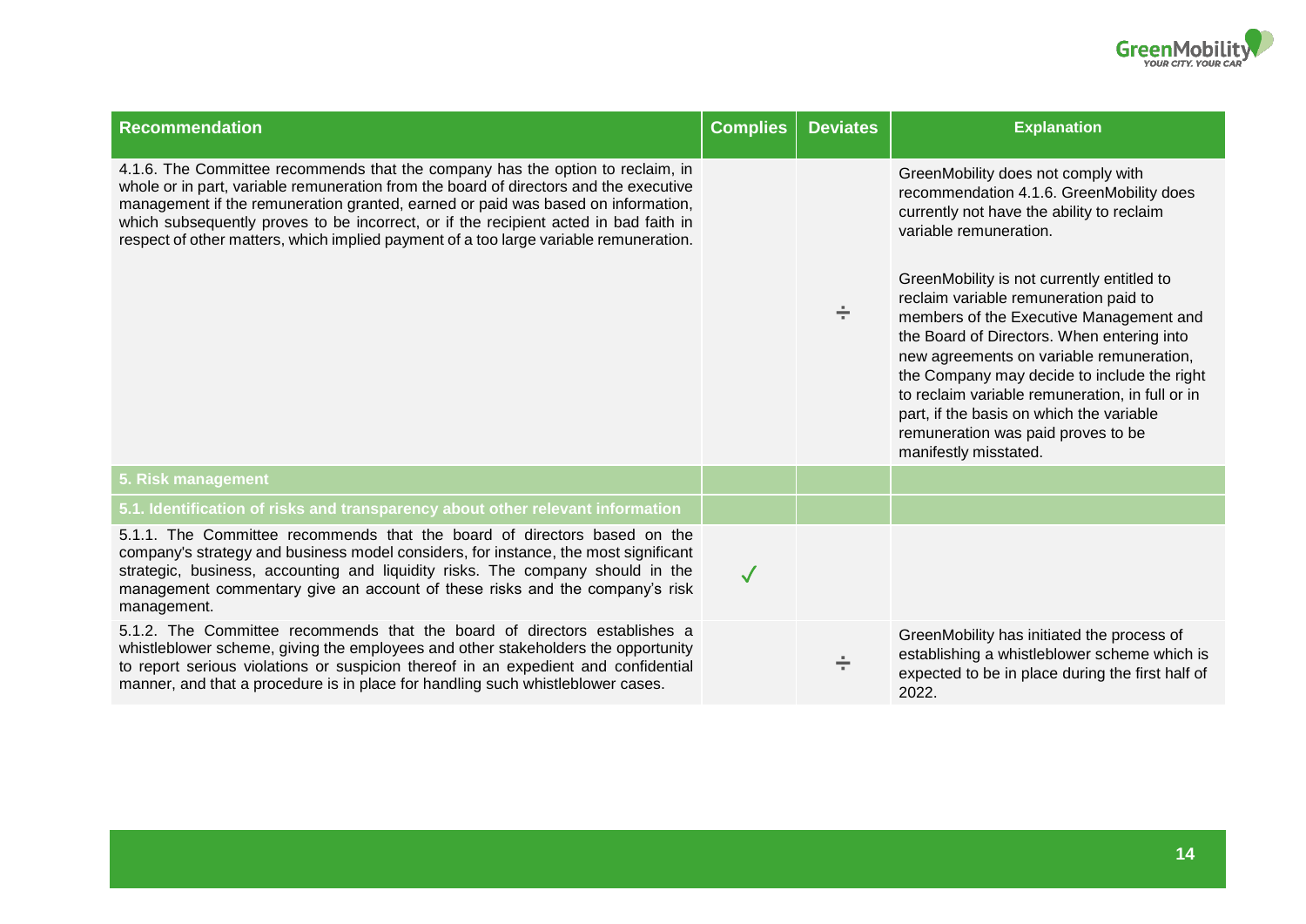| Recommendation | Complies | Deviates | Explanation |
|---|---|---|---|
| 4.1.6. The Committee recommends that the company has the option to reclaim, in whole or in part, variable remuneration from the board of directors and the executive management if the remuneration granted, earned or paid was based on information, which subsequently proves to be incorrect, or if the recipient acted in bad faith in respect of other matters, which implied payment of a too large variable remuneration. | | ÷ | GreenMobility does not comply with recommendation 4.1.6. GreenMobility does currently not have the ability to reclaim variable remuneration.<br><br>GreenMobility is not currently entitled to reclaim variable remuneration paid to members of the Executive Management and the Board of Directors. When entering into new agreements on variable remuneration, the Company may decide to include the right to reclaim variable remuneration, in full or in part, if the basis on which the variable remuneration was paid proves to be manifestly misstated. |
| **5. Risk management** | | | |
| **5.1. Identification of risks and transparency about other relevant information** | | | |
| 5.1.1. The Committee recommends that the board of directors based on the company's strategy and business model considers, for instance, the most significant strategic, business, accounting and liquidity risks. The company should in the management commentary give an account of these risks and the company's risk management. | ✓ | | |
| 5.1.2. The Committee recommends that the board of directors establishes a whistleblower scheme, giving the employees and other stakeholders the opportunity to report serious violations or suspicion thereof in an expedient and confidential manner, and that a procedure is in place for handling such whistleblower cases. | | ÷ | GreenMobility has initiated the process of establishing a whistleblower scheme which is expected to be in place during the first half of 2022. |